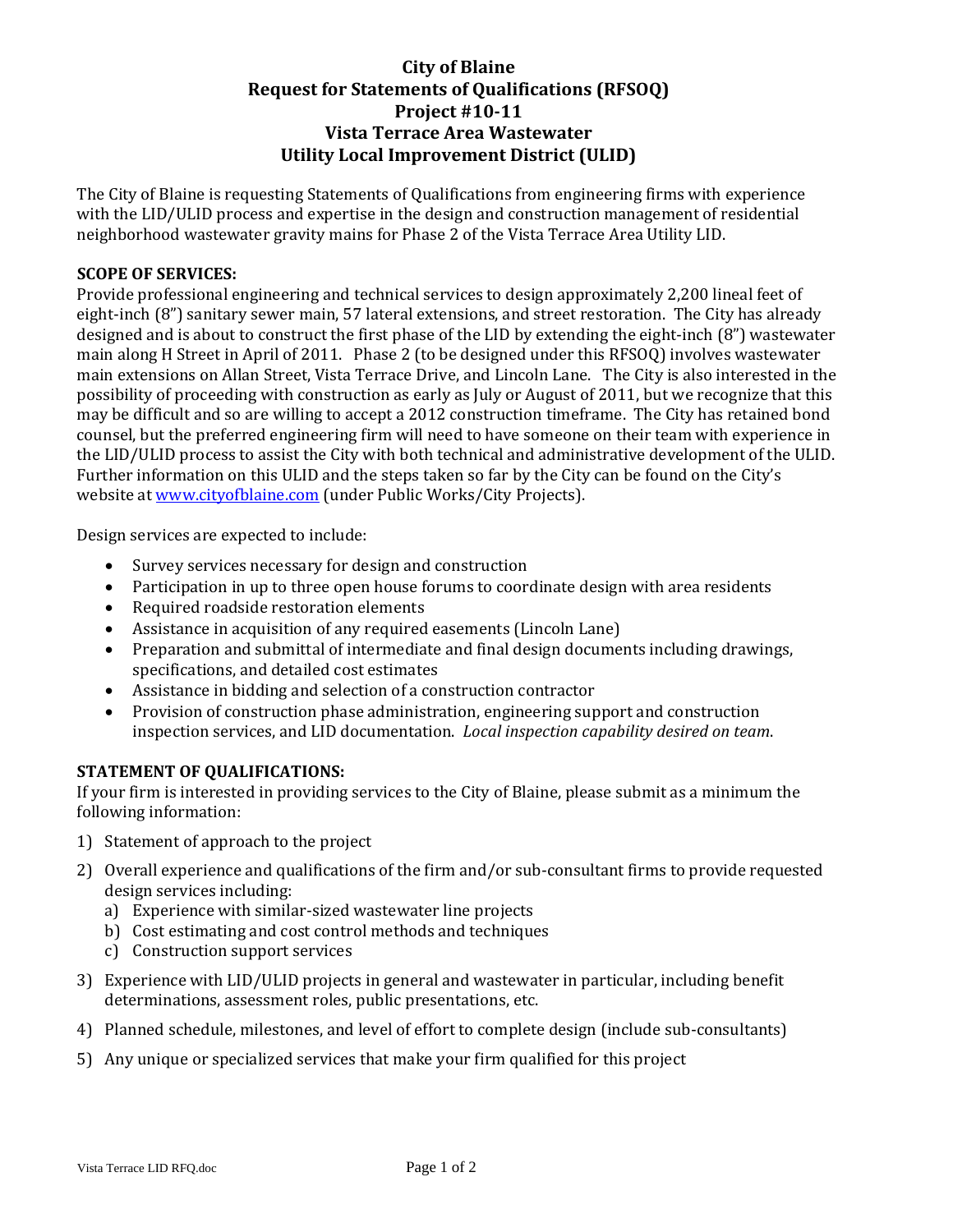# City of Blaine
# Request for Statements of Qualifications (RFSOQ)
# Project #10-11
# Vista Terrace Area Wastewater
# Utility Local Improvement District (ULID)

The City of Blaine is requesting Statements of Qualifications from engineering firms with experience with the LID/ULID process and expertise in the design and construction management of residential neighborhood wastewater gravity mains for Phase 2 of the Vista Terrace Area Utility LID.

**SCOPE OF SERVICES:**

Provide professional engineering and technical services to design approximately 2,200 lineal feet of eight-inch (8") sanitary sewer main, 57 lateral extensions, and street restoration. The City has already designed and is about to construct the first phase of the LID by extending the eight-inch (8") wastewater main along H Street in April of 2011. Phase 2 (to be designed under this RFSOQ) involves wastewater main extensions on Allan Street, Vista Terrace Drive, and Lincoln Lane. The City is also interested in the possibility of proceeding with construction as early as July or August of 2011, but we recognize that this may be difficult and so are willing to accept a 2012 construction timeframe. The City has retained bond counsel, but the preferred engineering firm will need to have someone on their team with experience in the LID/ULID process to assist the City with both technical and administrative development of the ULID. Further information on this ULID and the steps taken so far by the City can be found on the City's website at [www.cityofblaine.com](http://www.cityofblaine.com) (under Public Works/City Projects).

Design services are expected to include:

- Survey services necessary for design and construction
- Participation in up to three open house forums to coordinate design with area residents
- Required roadside restoration elements
- Assistance in acquisition of any required easements (Lincoln Lane)
- Preparation and submittal of intermediate and final design documents including drawings, specifications, and detailed cost estimates
- Assistance in bidding and selection of a construction contractor
- Provision of construction phase administration, engineering support and construction inspection services, and LID documentation. *Local inspection capability desired on team*.

**STATEMENT OF QUALIFICATIONS:**

If your firm is interested in providing services to the City of Blaine, please submit as a minimum the following information:

1) Statement of approach to the project
2) Overall experience and qualifications of the firm and/or sub-consultant firms to provide requested design services including:
   a) Experience with similar-sized wastewater line projects
   b) Cost estimating and cost control methods and techniques
   c) Construction support services
3) Experience with LID/ULID projects in general and wastewater in particular, including benefit determinations, assessment roles, public presentations, etc.
4) Planned schedule, milestones, and level of effort to complete design (include sub-consultants)
5) Any unique or specialized services that make your firm qualified for this project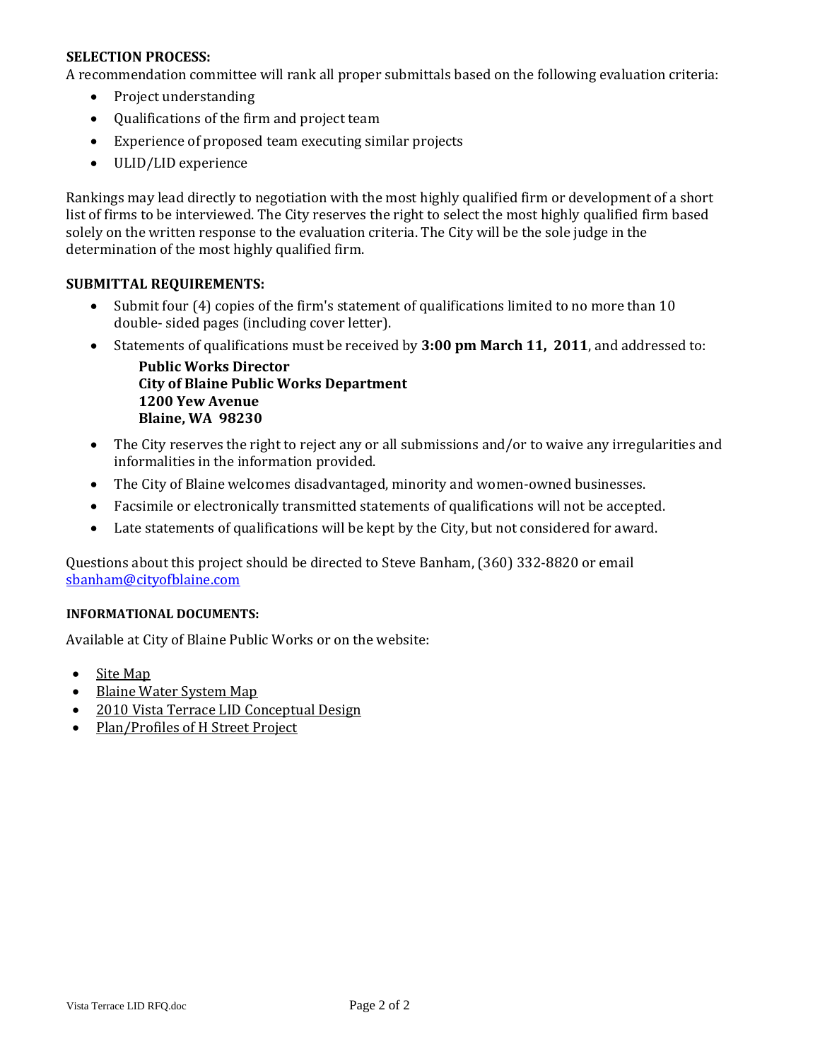**SELECTION PROCESS:**

A recommendation committee will rank all proper submittals based on the following evaluation criteria:

- Project understanding
- Qualifications of the firm and project team
- Experience of proposed team executing similar projects
- ULID/LID experience

Rankings may lead directly to negotiation with the most highly qualified firm or development of a short list of firms to be interviewed. The City reserves the right to select the most highly qualified firm based solely on the written response to the evaluation criteria. The City will be the sole judge in the determination of the most highly qualified firm.

**SUBMITTAL REQUIREMENTS:**

- Submit four (4) copies of the firm's statement of qualifications limited to no more than 10 double- sided pages (including cover letter).
- Statements of qualifications must be received by **3:00 pm March 11, 2011**, and addressed to:

  **Public Works Director**
  **City of Blaine Public Works Department**
  **1200 Yew Avenue**
  **Blaine, WA 98230**

- The City reserves the right to reject any or all submissions and/or to waive any irregularities and informalities in the information provided.
- The City of Blaine welcomes disadvantaged, minority and women-owned businesses.
- Facsimile or electronically transmitted statements of qualifications will not be accepted.
- Late statements of qualifications will be kept by the City, but not considered for award.

Questions about this project should be directed to Steve Banham, (360) 332-8820 or email sbanham@cityofblaine.com

**INFORMATIONAL DOCUMENTS:**

Available at City of Blaine Public Works or on the website:

- Site Map
- Blaine Water System Map
- 2010 Vista Terrace LID Conceptual Design
- Plan/Profiles of H Street Project